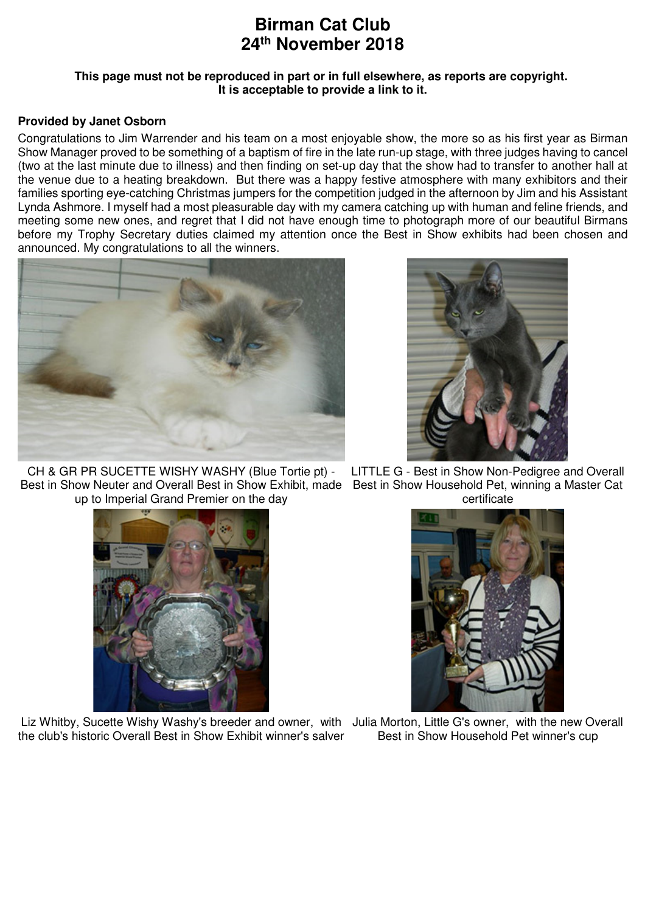# Birman Cat Club
# 24th November 2018

**This page must not be reproduced in part or in full elsewhere, as reports are copyright. It is acceptable to provide a link to it.**

**Provided by Janet Osborn**

Congratulations to Jim Warrender and his team on a most enjoyable show, the more so as his first year as Birman Show Manager proved to be something of a baptism of fire in the late run-up stage, with three judges having to cancel (two at the last minute due to illness) and then finding on set-up day that the show had to transfer to another hall at the venue due to a heating breakdown. But there was a happy festive atmosphere with many exhibitors and their families sporting eye-catching Christmas jumpers for the competition judged in the afternoon by Jim and his Assistant Lynda Ashmore. I myself had a most pleasurable day with my camera catching up with human and feline friends, and meeting some new ones, and regret that I did not have enough time to photograph more of our beautiful Birmans before my Trophy Secretary duties claimed my attention once the Best in Show exhibits had been chosen and announced. My congratulations to all the winners.

CH & GR PR SUCETTE WISHY WASHY (Blue Tortie pt) - Best in Show Neuter and Overall Best in Show Exhibit, made up to Imperial Grand Premier on the day

LITTLE G - Best in Show Non-Pedigree and Overall Best in Show Household Pet, winning a Master Cat certificate

Liz Whitby, Sucette Wishy Washy's breeder and owner, with the club's historic Overall Best in Show Exhibit winner's salver

Julia Morton, Little G's owner, with the new Overall Best in Show Household Pet winner's cup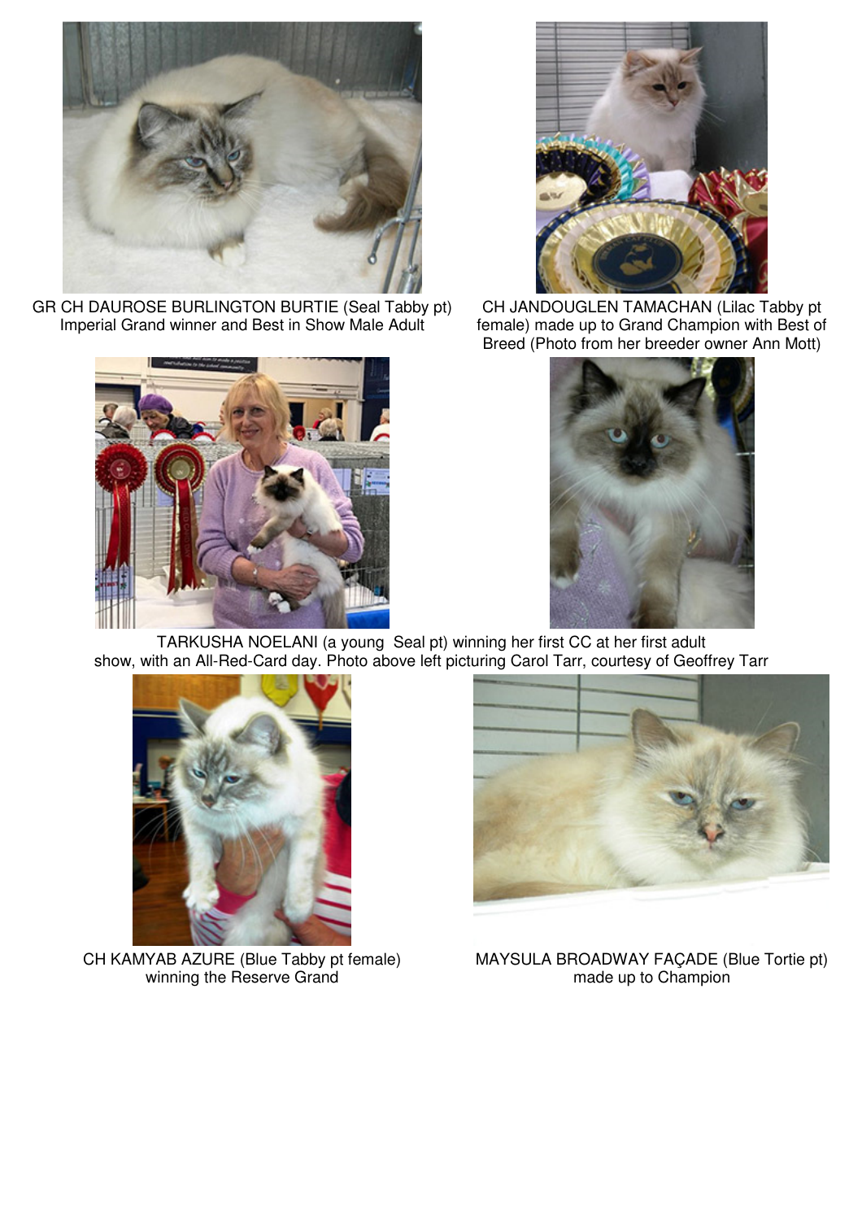GR CH DAUROSE BURLINGTON BURTIE (Seal Tabby pt) Imperial Grand winner and Best in Show Male Adult

CH JANDOUGLEN TAMACHAN (Lilac Tabby pt female) made up to Grand Champion with Best of Breed (Photo from her breeder owner Ann Mott)

TARKUSHA NOELANI (a young Seal pt) winning her first CC at her first adult show, with an All-Red-Card day. Photo above left picturing Carol Tarr, courtesy of Geoffrey Tarr

CH KAMYAB AZURE (Blue Tabby pt female) winning the Reserve Grand

MAYSULA BROADWAY FAÇADE (Blue Tortie pt) made up to Champion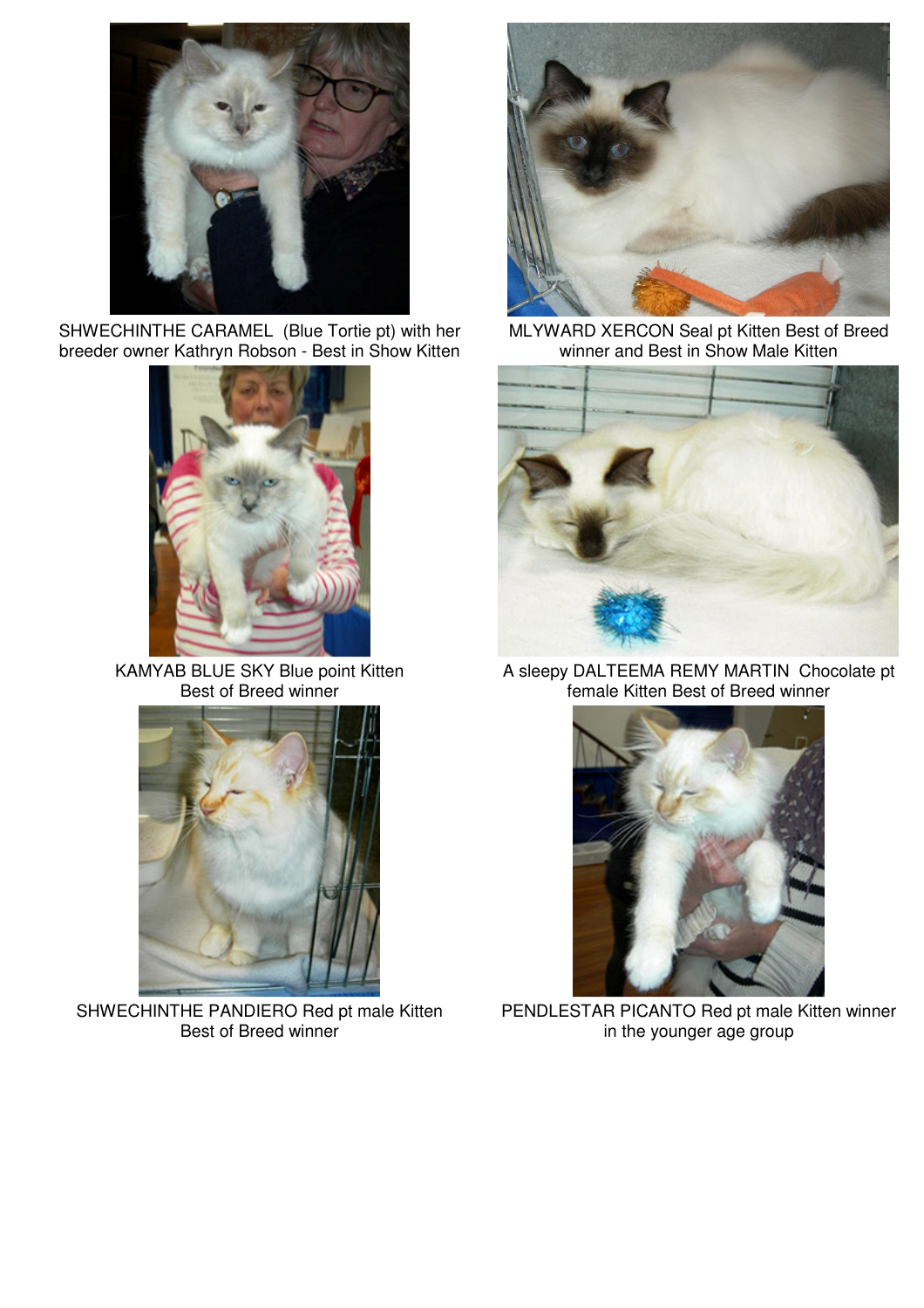SHWECHINTHE CARAMEL  (Blue Tortie pt) with her breeder owner Kathryn Robson - Best in Show Kitten

MLYWARD XERCON Seal pt Kitten Best of Breed winner and Best in Show Male Kitten

KAMYAB BLUE SKY Blue point Kitten Best of Breed winner

A sleepy DALTEEMA REMY MARTIN  Chocolate pt female Kitten Best of Breed winner

SHWECHINTHE PANDIERO Red pt male Kitten Best of Breed winner

PENDLESTAR PICANTO Red pt male Kitten winner in the younger age group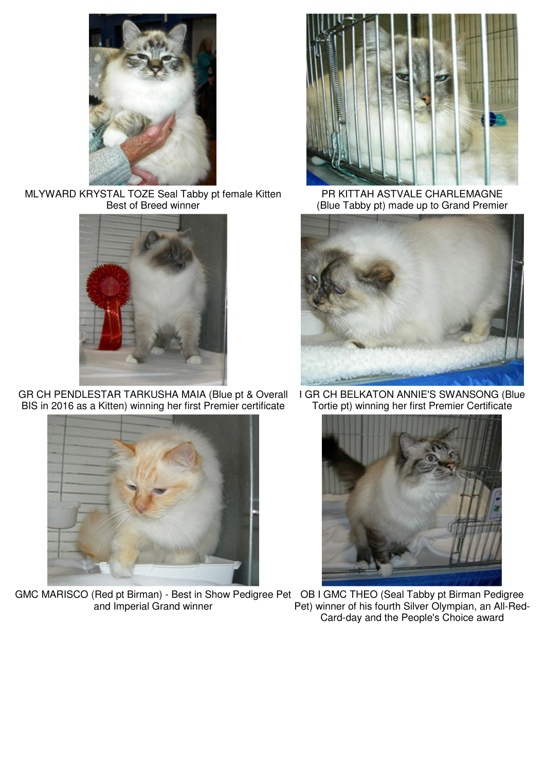MLYWARD KRYSTAL TOZE Seal Tabby pt female Kitten Best of Breed winner

PR KITTAH ASTVALE CHARLEMAGNE (Blue Tabby pt) made up to Grand Premier

GR CH PENDLESTAR TARKUSHA MAIA (Blue pt & Overall BIS in 2016 as a Kitten) winning her first Premier certificate

I GR CH BELKATON ANNIE'S SWANSONG (Blue Tortie pt) winning her first Premier Certificate

GMC MARISCO (Red pt Birman) - Best in Show Pedigree Pet and Imperial Grand winner

OB I GMC THEO (Seal Tabby pt Birman Pedigree Pet) winner of his fourth Silver Olympian, an All-Red-Card-day and the People's Choice award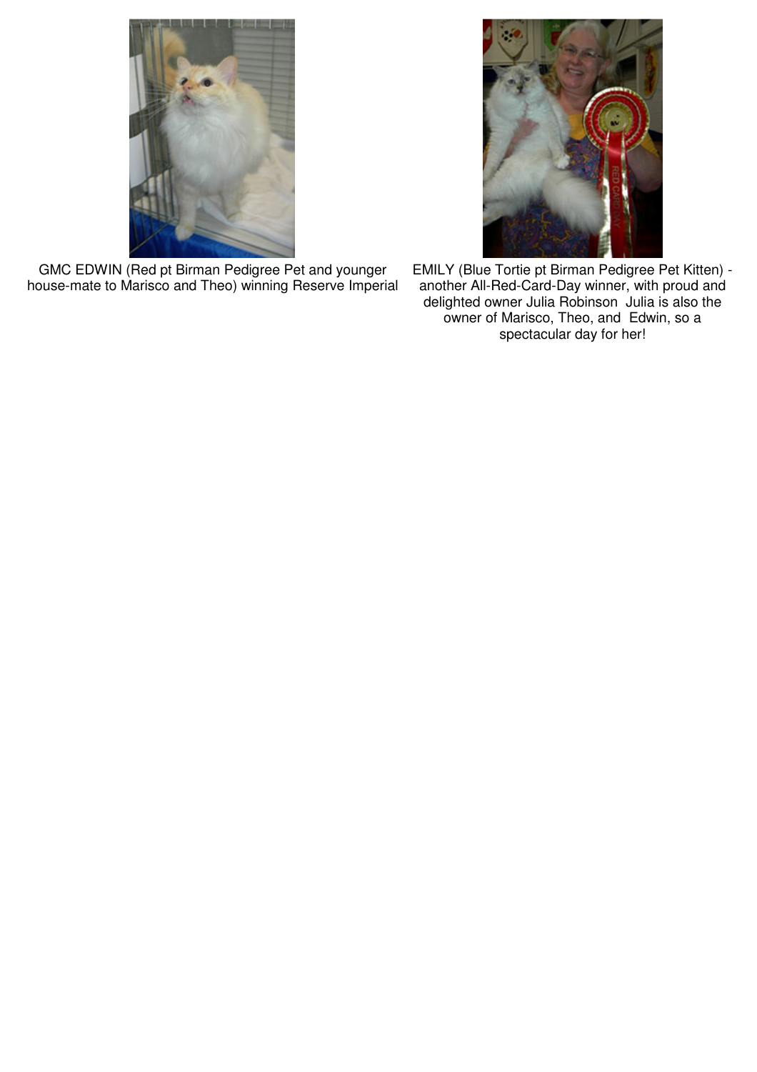GMC EDWIN (Red pt Birman Pedigree Pet and younger house-mate to Marisco and Theo) winning Reserve Imperial

EMILY (Blue Tortie pt Birman Pedigree Pet Kitten) - another All-Red-Card-Day winner, with proud and delighted owner Julia Robinson Julia is also the owner of Marisco, Theo, and Edwin, so a spectacular day for her!